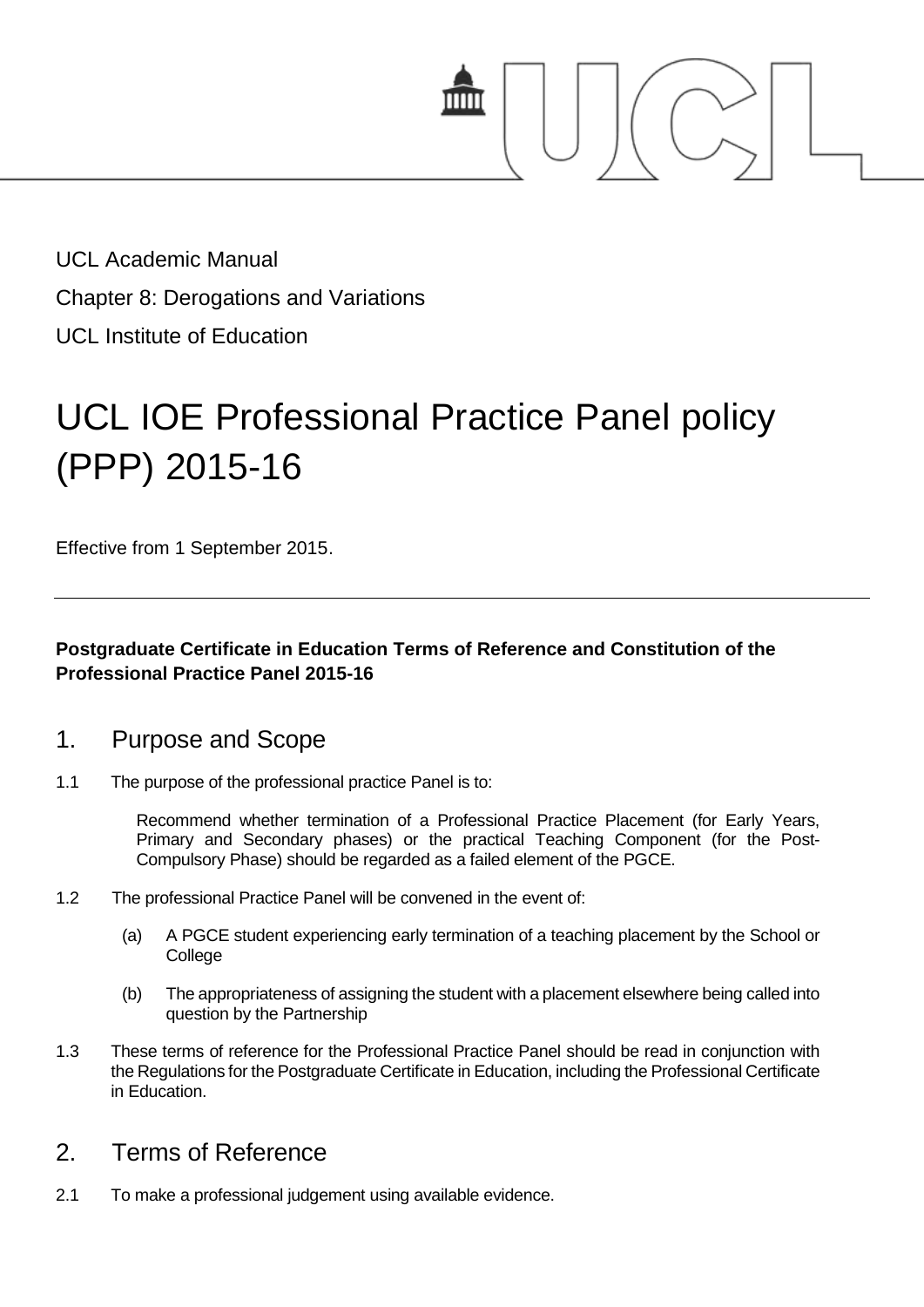UCL Academic Manual

Chapter 8: Derogations and Variations

UCL Institute of Education

# UCL IOE Professional Practice Panel policy (PPP) 2015-16

Effective from 1 September 2015.

---

**Postgraduate Certificate in Education Terms of Reference and Constitution of the Professional Practice Panel 2015-16**

## 1. Purpose and Scope

1.1 The purpose of the professional practice Panel is to:

> Recommend whether termination of a Professional Practice Placement (for Early Years, Primary and Secondary phases) or the practical Teaching Component (for the Post-Compulsory Phase) should be regarded as a failed element of the PGCE.

1.2 The professional Practice Panel will be convened in the event of:

(a) A PGCE student experiencing early termination of a teaching placement by the School or College

(b) The appropriateness of assigning the student with a placement elsewhere being called into question by the Partnership

1.3 These terms of reference for the Professional Practice Panel should be read in conjunction with the Regulations for the Postgraduate Certificate in Education, including the Professional Certificate in Education.

## 2. Terms of Reference

2.1 To make a professional judgement using available evidence.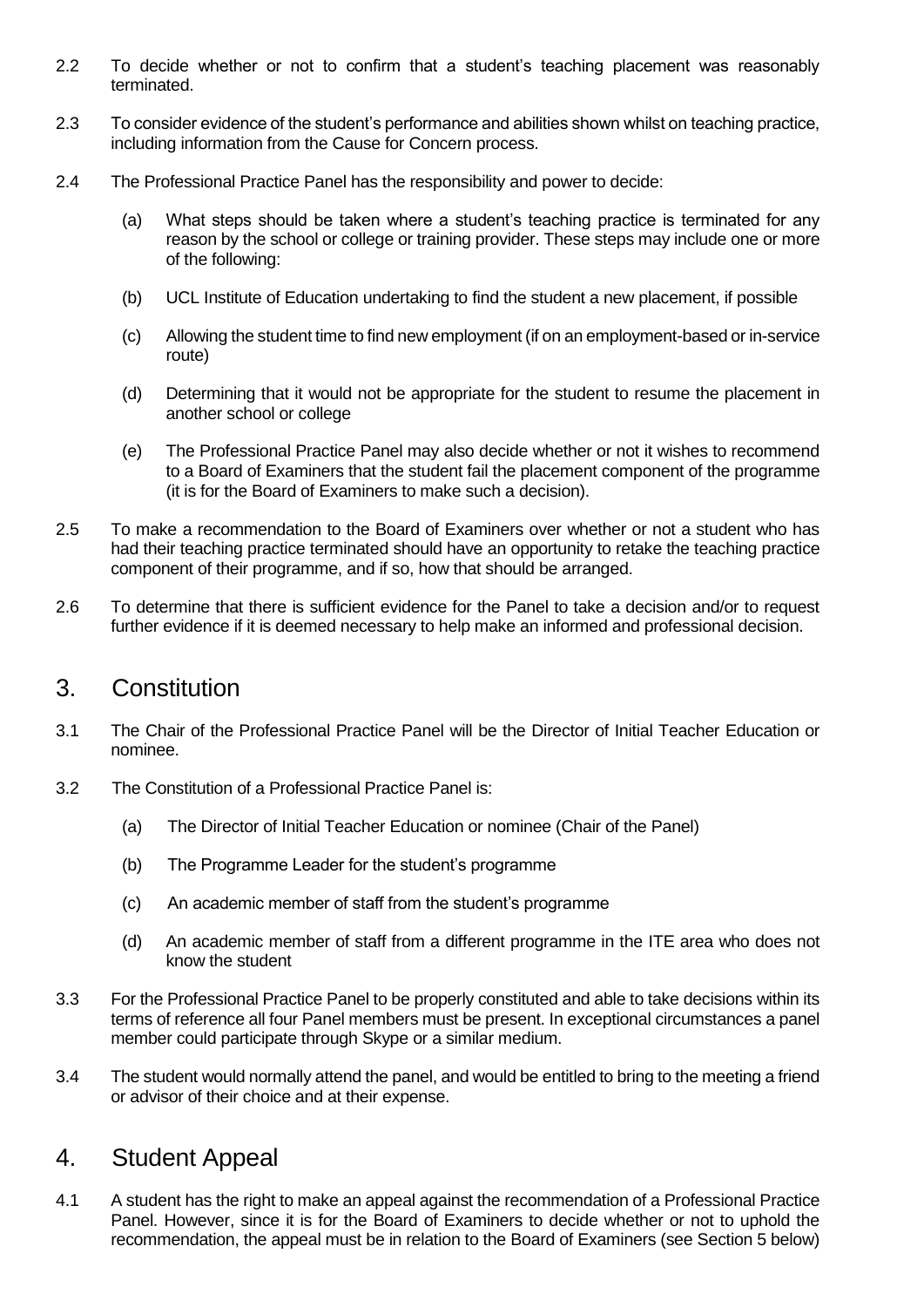2.2 To decide whether or not to confirm that a student's teaching placement was reasonably terminated.

2.3 To consider evidence of the student's performance and abilities shown whilst on teaching practice, including information from the Cause for Concern process.

2.4 The Professional Practice Panel has the responsibility and power to decide:

(a) What steps should be taken where a student's teaching practice is terminated for any reason by the school or college or training provider. These steps may include one or more of the following:

(b) UCL Institute of Education undertaking to find the student a new placement, if possible

(c) Allowing the student time to find new employment (if on an employment-based or in-service route)

(d) Determining that it would not be appropriate for the student to resume the placement in another school or college

(e) The Professional Practice Panel may also decide whether or not it wishes to recommend to a Board of Examiners that the student fail the placement component of the programme (it is for the Board of Examiners to make such a decision).

2.5 To make a recommendation to the Board of Examiners over whether or not a student who has had their teaching practice terminated should have an opportunity to retake the teaching practice component of their programme, and if so, how that should be arranged.

2.6 To determine that there is sufficient evidence for the Panel to take a decision and/or to request further evidence if it is deemed necessary to help make an informed and professional decision.

## 3. Constitution

3.1 The Chair of the Professional Practice Panel will be the Director of Initial Teacher Education or nominee.

3.2 The Constitution of a Professional Practice Panel is:

(a) The Director of Initial Teacher Education or nominee (Chair of the Panel)

(b) The Programme Leader for the student's programme

(c) An academic member of staff from the student's programme

(d) An academic member of staff from a different programme in the ITE area who does not know the student

3.3 For the Professional Practice Panel to be properly constituted and able to take decisions within its terms of reference all four Panel members must be present. In exceptional circumstances a panel member could participate through Skype or a similar medium.

3.4 The student would normally attend the panel, and would be entitled to bring to the meeting a friend or advisor of their choice and at their expense.

## 4. Student Appeal

4.1 A student has the right to make an appeal against the recommendation of a Professional Practice Panel. However, since it is for the Board of Examiners to decide whether or not to uphold the recommendation, the appeal must be in relation to the Board of Examiners (see Section 5 below)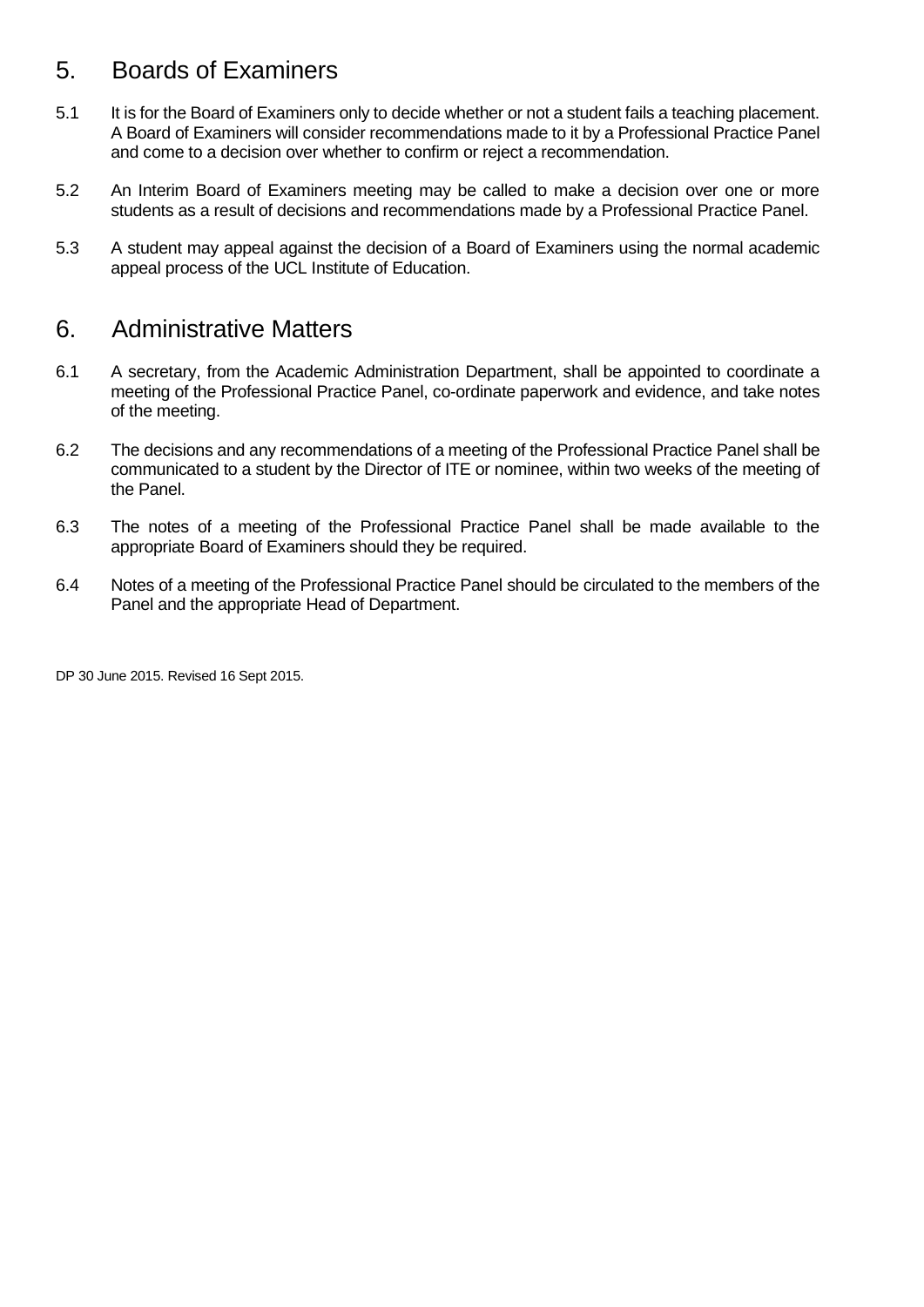## 5. Boards of Examiners

5.1 It is for the Board of Examiners only to decide whether or not a student fails a teaching placement. A Board of Examiners will consider recommendations made to it by a Professional Practice Panel and come to a decision over whether to confirm or reject a recommendation.

5.2 An Interim Board of Examiners meeting may be called to make a decision over one or more students as a result of decisions and recommendations made by a Professional Practice Panel.

5.3 A student may appeal against the decision of a Board of Examiners using the normal academic appeal process of the UCL Institute of Education.

## 6. Administrative Matters

6.1 A secretary, from the Academic Administration Department, shall be appointed to coordinate a meeting of the Professional Practice Panel, co-ordinate paperwork and evidence, and take notes of the meeting.

6.2 The decisions and any recommendations of a meeting of the Professional Practice Panel shall be communicated to a student by the Director of ITE or nominee, within two weeks of the meeting of the Panel.

6.3 The notes of a meeting of the Professional Practice Panel shall be made available to the appropriate Board of Examiners should they be required.

6.4 Notes of a meeting of the Professional Practice Panel should be circulated to the members of the Panel and the appropriate Head of Department.

DP 30 June 2015. Revised 16 Sept 2015.